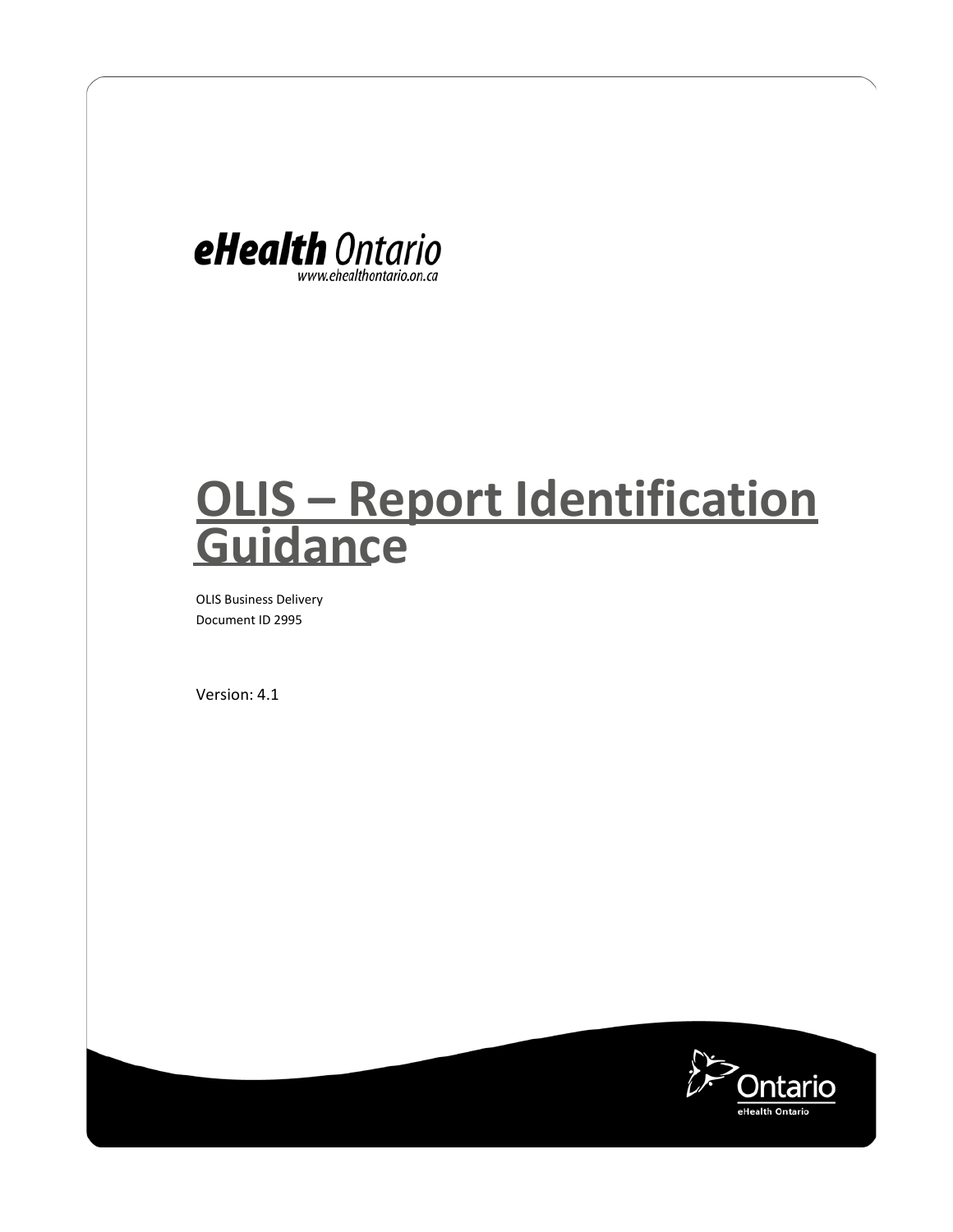eHealth Ontario
www.ehealthontario.on.ca

# OLIS – Report Identification Guidance

OLIS Business Delivery
Document ID 2995

Version: 4.1

Ontario
eHealth Ontario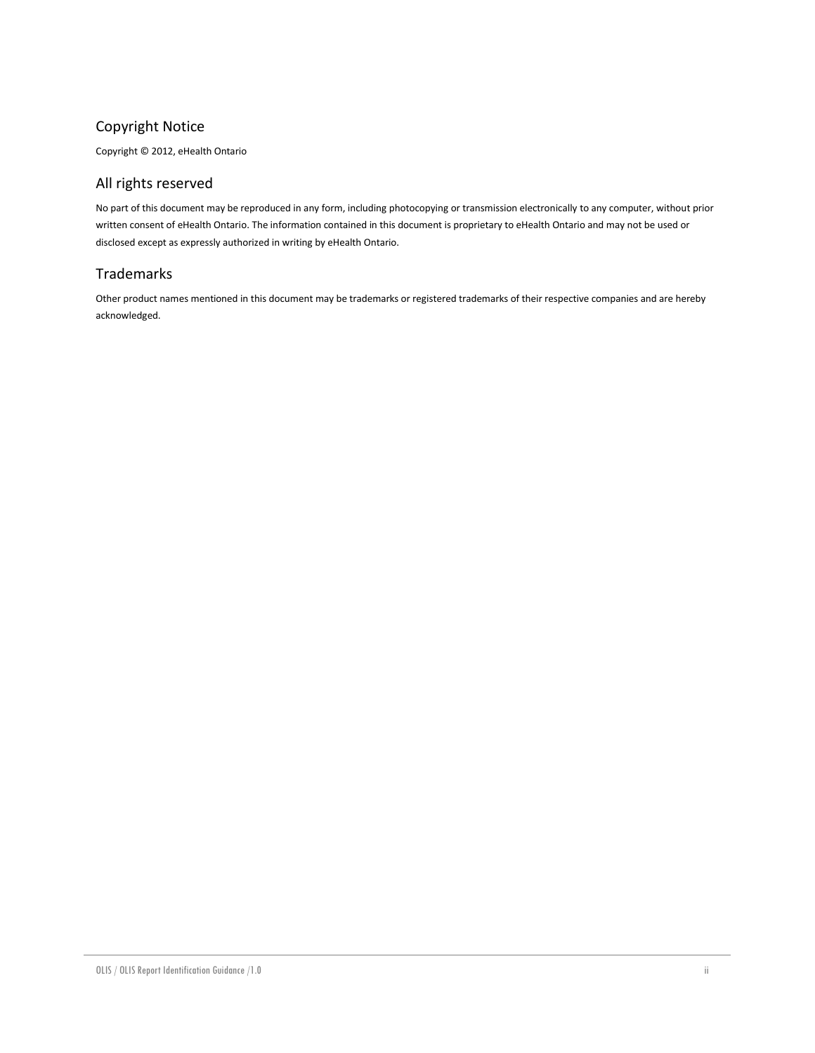## Copyright Notice

Copyright © 2012, eHealth Ontario

## All rights reserved

No part of this document may be reproduced in any form, including photocopying or transmission electronically to any computer, without prior written consent of eHealth Ontario. The information contained in this document is proprietary to eHealth Ontario and may not be used or disclosed except as expressly authorized in writing by eHealth Ontario.

## Trademarks

Other product names mentioned in this document may be trademarks or registered trademarks of their respective companies and are hereby acknowledged.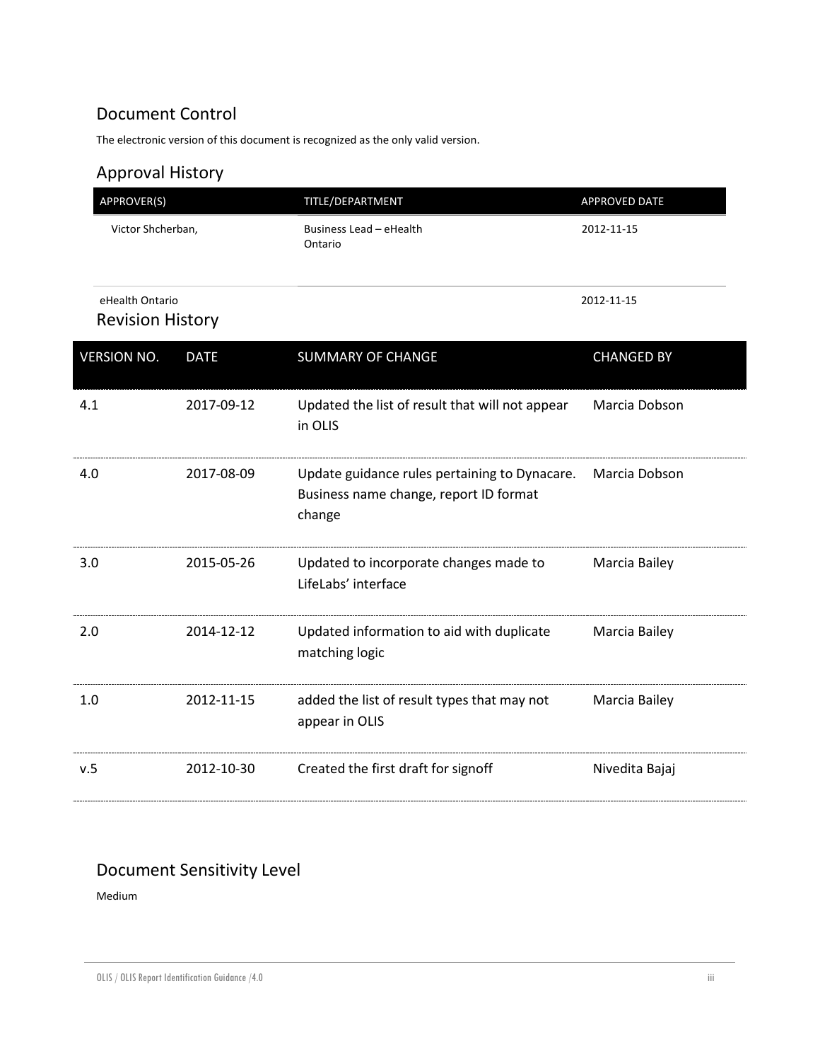## Document Control

The electronic version of this document is recognized as the only valid version.

### Approval History

| APPROVER(S) | TITLE/DEPARTMENT | APPROVED DATE |
| --- | --- | --- |
| Victor Shcherban, | Business Lead – eHealth Ontario | 2012-11-15 |
| eHealth Ontario | | 2012-11-15 |

### Revision History

| VERSION NO. | DATE | SUMMARY OF CHANGE | CHANGED BY |
| --- | --- | --- | --- |
| 4.1 | 2017-09-12 | Updated the list of result that will not appear in OLIS | Marcia Dobson |
| 4.0 | 2017-08-09 | Update guidance rules pertaining to Dynacare. Business name change, report ID format change | Marcia Dobson |
| 3.0 | 2015-05-26 | Updated to incorporate changes made to LifeLabs' interface | Marcia Bailey |
| 2.0 | 2014-12-12 | Updated information to aid with duplicate matching logic | Marcia Bailey |
| 1.0 | 2012-11-15 | added the list of result types that may not appear in OLIS | Marcia Bailey |
| v.5 | 2012-10-30 | Created the first draft for signoff | Nivedita Bajaj |

### Document Sensitivity Level

Medium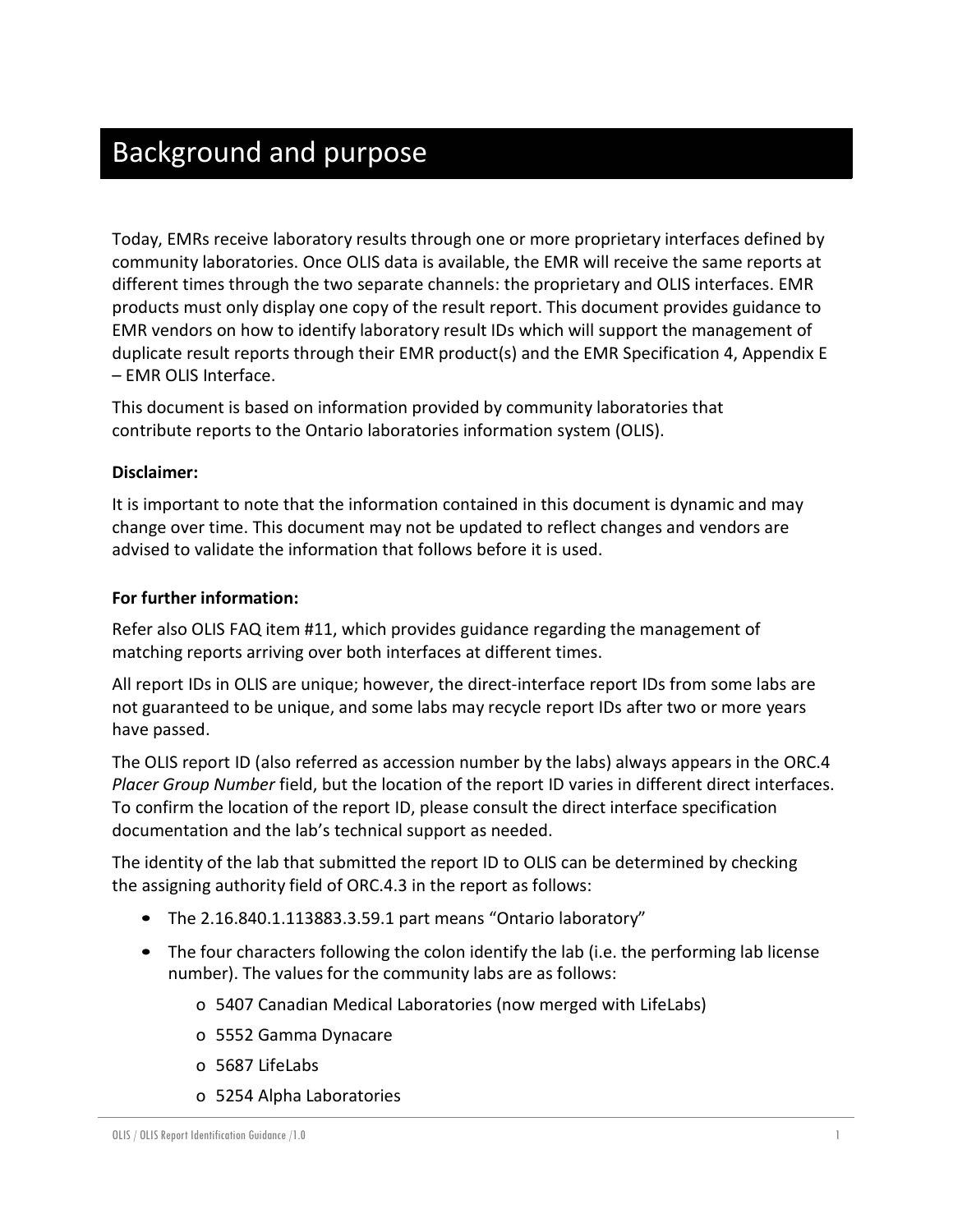# Background and purpose

Today, EMRs receive laboratory results through one or more proprietary interfaces defined by community laboratories. Once OLIS data is available, the EMR will receive the same reports at different times through the two separate channels: the proprietary and OLIS interfaces. EMR products must only display one copy of the result report. This document provides guidance to EMR vendors on how to identify laboratory result IDs which will support the management of duplicate result reports through their EMR product(s) and the EMR Specification 4, Appendix E – EMR OLIS Interface.

This document is based on information provided by community laboratories that contribute reports to the Ontario laboratories information system (OLIS).

**Disclaimer:**

It is important to note that the information contained in this document is dynamic and may change over time. This document may not be updated to reflect changes and vendors are advised to validate the information that follows before it is used.

**For further information:**

Refer also OLIS FAQ item #11, which provides guidance regarding the management of matching reports arriving over both interfaces at different times.

All report IDs in OLIS are unique; however, the direct-interface report IDs from some labs are not guaranteed to be unique, and some labs may recycle report IDs after two or more years have passed.

The OLIS report ID (also referred as accession number by the labs) always appears in the ORC.4 *Placer Group Number* field, but the location of the report ID varies in different direct interfaces. To confirm the location of the report ID, please consult the direct interface specification documentation and the lab's technical support as needed.

The identity of the lab that submitted the report ID to OLIS can be determined by checking the assigning authority field of ORC.4.3 in the report as follows:

- The 2.16.840.1.113883.3.59.1 part means "Ontario laboratory"
- The four characters following the colon identify the lab (i.e. the performing lab license number). The values for the community labs are as follows:
  - 5407 Canadian Medical Laboratories (now merged with LifeLabs)
  - 5552 Gamma Dynacare
  - 5687 LifeLabs
  - 5254 Alpha Laboratories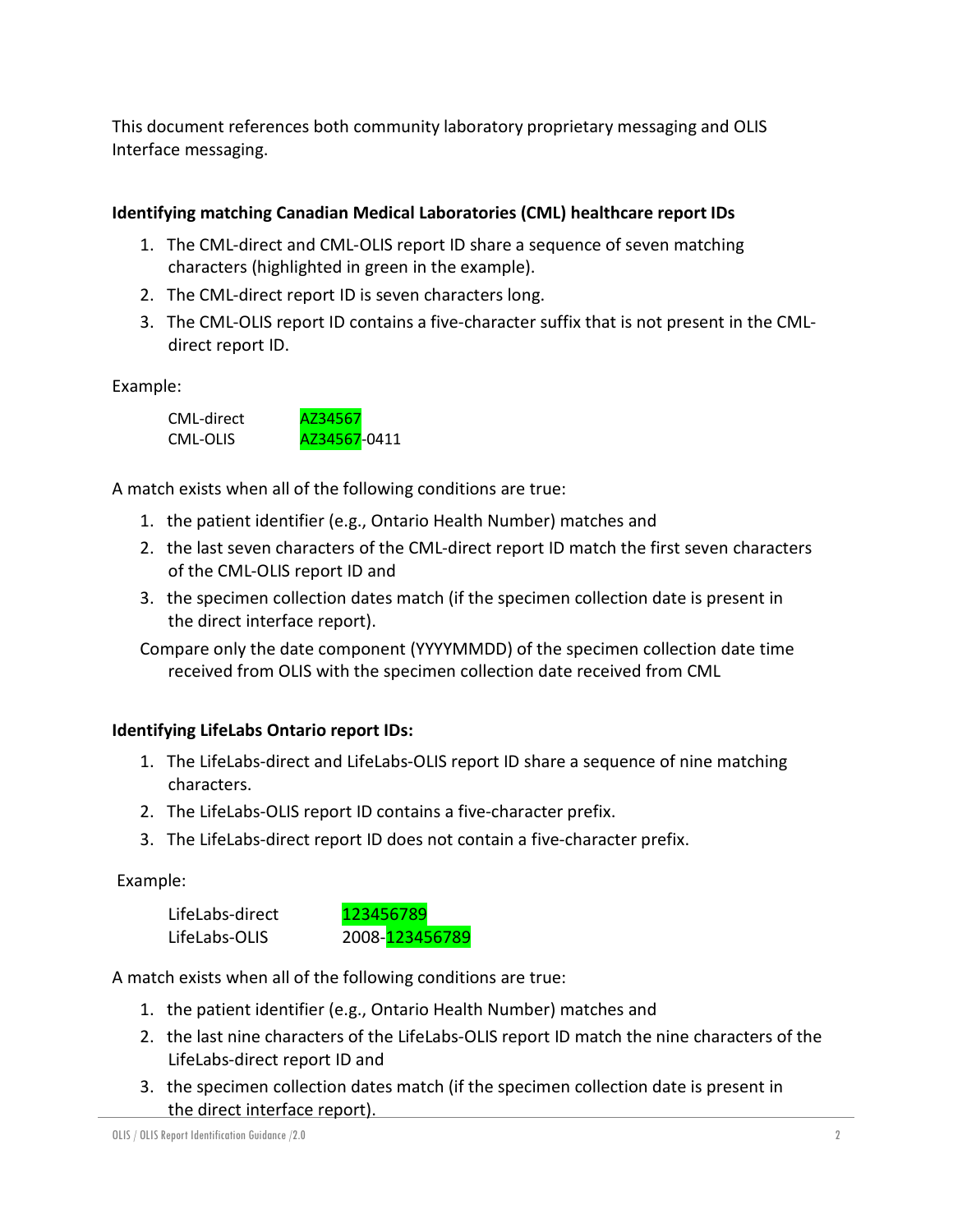This document references both community laboratory proprietary messaging and OLIS Interface messaging.

**Identifying matching Canadian Medical Laboratories (CML) healthcare report IDs**

1. The CML-direct and CML-OLIS report ID share a sequence of seven matching characters (highlighted in green in the example).
2. The CML-direct report ID is seven characters long.
3. The CML-OLIS report ID contains a five-character suffix that is not present in the CML-direct report ID.

Example:

| | |
|---|---|
| CML-direct | AZ34567 |
| CML-OLIS | AZ34567-0411 |

A match exists when all of the following conditions are true:

1. the patient identifier (e.g., Ontario Health Number) matches and
2. the last seven characters of the CML-direct report ID match the first seven characters of the CML-OLIS report ID and
3. the specimen collection dates match (if the specimen collection date is present in the direct interface report).

Compare only the date component (YYYYMMDD) of the specimen collection date time received from OLIS with the specimen collection date received from CML

**Identifying LifeLabs Ontario report IDs:**

1. The LifeLabs-direct and LifeLabs-OLIS report ID share a sequence of nine matching characters.
2. The LifeLabs-OLIS report ID contains a five-character prefix.
3. The LifeLabs-direct report ID does not contain a five-character prefix.

Example:

| | |
|---|---|
| LifeLabs-direct | 123456789 |
| LifeLabs-OLIS | 2008-123456789 |

A match exists when all of the following conditions are true:

1. the patient identifier (e.g., Ontario Health Number) matches and
2. the last nine characters of the LifeLabs-OLIS report ID match the nine characters of the LifeLabs-direct report ID and
3. the specimen collection dates match (if the specimen collection date is present in the direct interface report).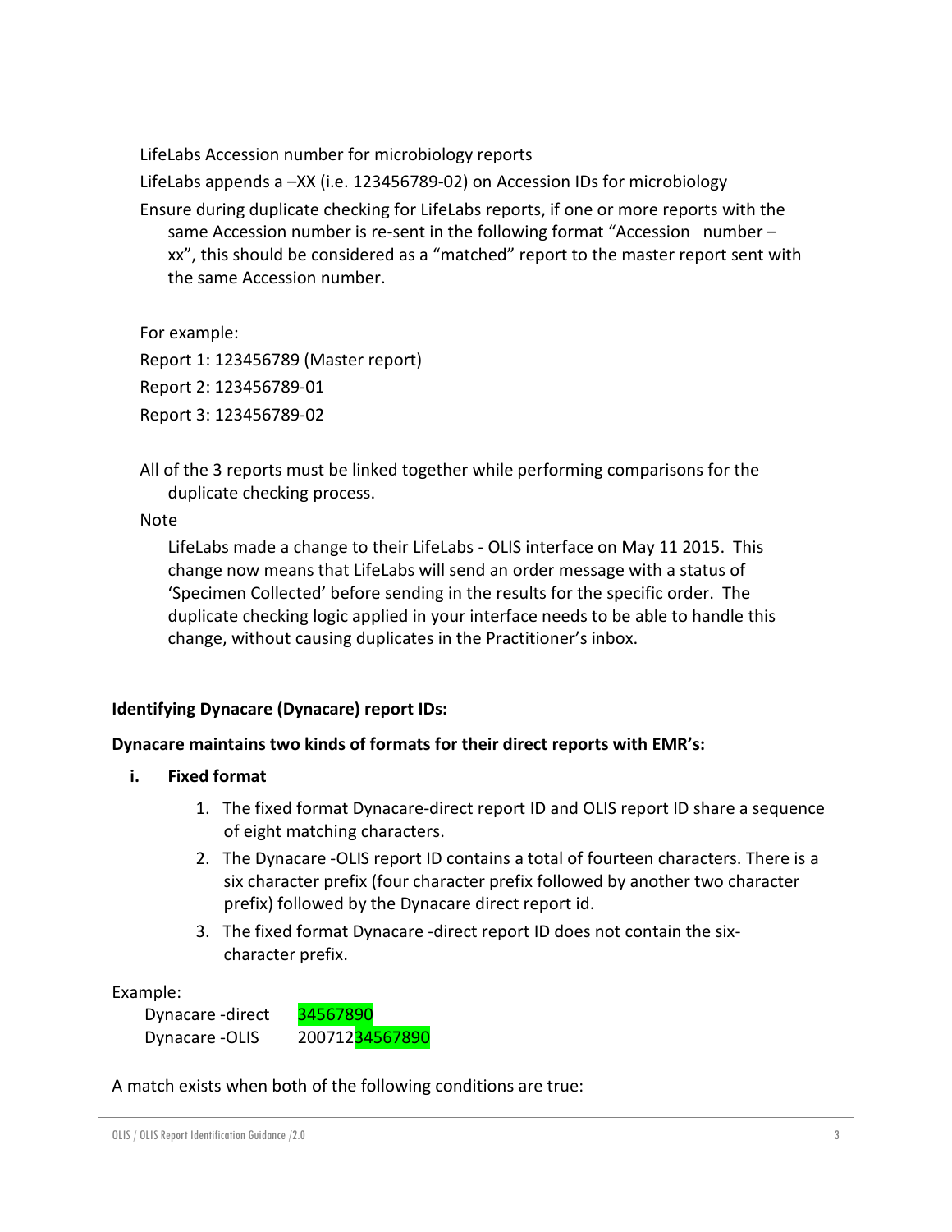LifeLabs Accession number for microbiology reports

LifeLabs appends a –XX (i.e. 123456789-02) on Accession IDs for microbiology

Ensure during duplicate checking for LifeLabs reports, if one or more reports with the same Accession number is re-sent in the following format "Accession number – xx", this should be considered as a "matched" report to the master report sent with the same Accession number.

For example:

Report 1: 123456789 (Master report)

Report 2: 123456789-01

Report 3: 123456789-02

All of the 3 reports must be linked together while performing comparisons for the duplicate checking process.

Note

LifeLabs made a change to their LifeLabs - OLIS interface on May 11 2015. This change now means that LifeLabs will send an order message with a status of 'Specimen Collected' before sending in the results for the specific order. The duplicate checking logic applied in your interface needs to be able to handle this change, without causing duplicates in the Practitioner's inbox.

**Identifying Dynacare (Dynacare) report IDs:**

**Dynacare maintains two kinds of formats for their direct reports with EMR's:**

i. **Fixed format**

   1. The fixed format Dynacare-direct report ID and OLIS report ID share a sequence of eight matching characters.
   2. The Dynacare -OLIS report ID contains a total of fourteen characters. There is a six character prefix (four character prefix followed by another two character prefix) followed by the Dynacare direct report id.
   3. The fixed format Dynacare -direct report ID does not contain the six-character prefix.

Example:

| | |
|---|---|
| Dynacare -direct | 34567890 |
| Dynacare -OLIS | 20071234567890 |

A match exists when both of the following conditions are true: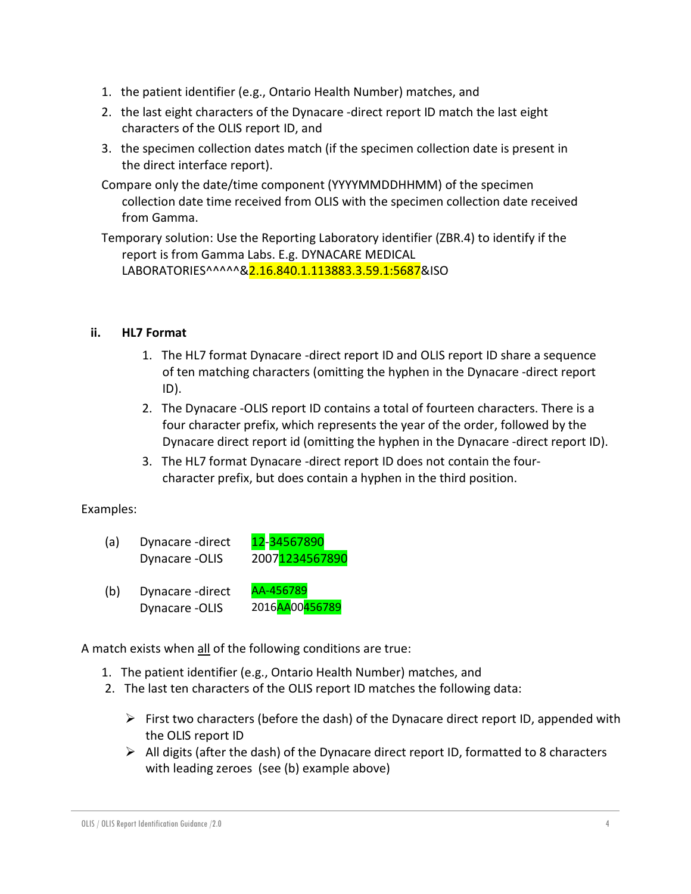1. the patient identifier (e.g., Ontario Health Number) matches, and
2. the last eight characters of the Dynacare -direct report ID match the last eight characters of the OLIS report ID, and
3. the specimen collection dates match (if the specimen collection date is present in the direct interface report).

Compare only the date/time component (YYYYMMDDHHMM) of the specimen collection date time received from OLIS with the specimen collection date received from Gamma.

Temporary solution: Use the Reporting Laboratory identifier (ZBR.4) to identify if the report is from Gamma Labs. E.g. DYNACARE MEDICAL LABORATORIES^^^^^&2.16.840.1.113883.3.59.1:5687&ISO

### ii. HL7 Format

1. The HL7 format Dynacare -direct report ID and OLIS report ID share a sequence of ten matching characters (omitting the hyphen in the Dynacare -direct report ID).
2. The Dynacare -OLIS report ID contains a total of fourteen characters. There is a four character prefix, which represents the year of the order, followed by the Dynacare direct report id (omitting the hyphen in the Dynacare -direct report ID).
3. The HL7 format Dynacare -direct report ID does not contain the four-character prefix, but does contain a hyphen in the third position.

Examples:

| | | |
|---|---|---|
| (a) | Dynacare -direct | 12-34567890 |
| | Dynacare -OLIS | 20071234567890 |
| (b) | Dynacare -direct | AA-456789 |
| | Dynacare -OLIS | 2016AA00456789 |

A match exists when all of the following conditions are true:

1. The patient identifier (e.g., Ontario Health Number) matches, and
2. The last ten characters of the OLIS report ID matches the following data:
   - First two characters (before the dash) of the Dynacare direct report ID, appended with the OLIS report ID
   - All digits (after the dash) of the Dynacare direct report ID, formatted to 8 characters with leading zeroes (see (b) example above)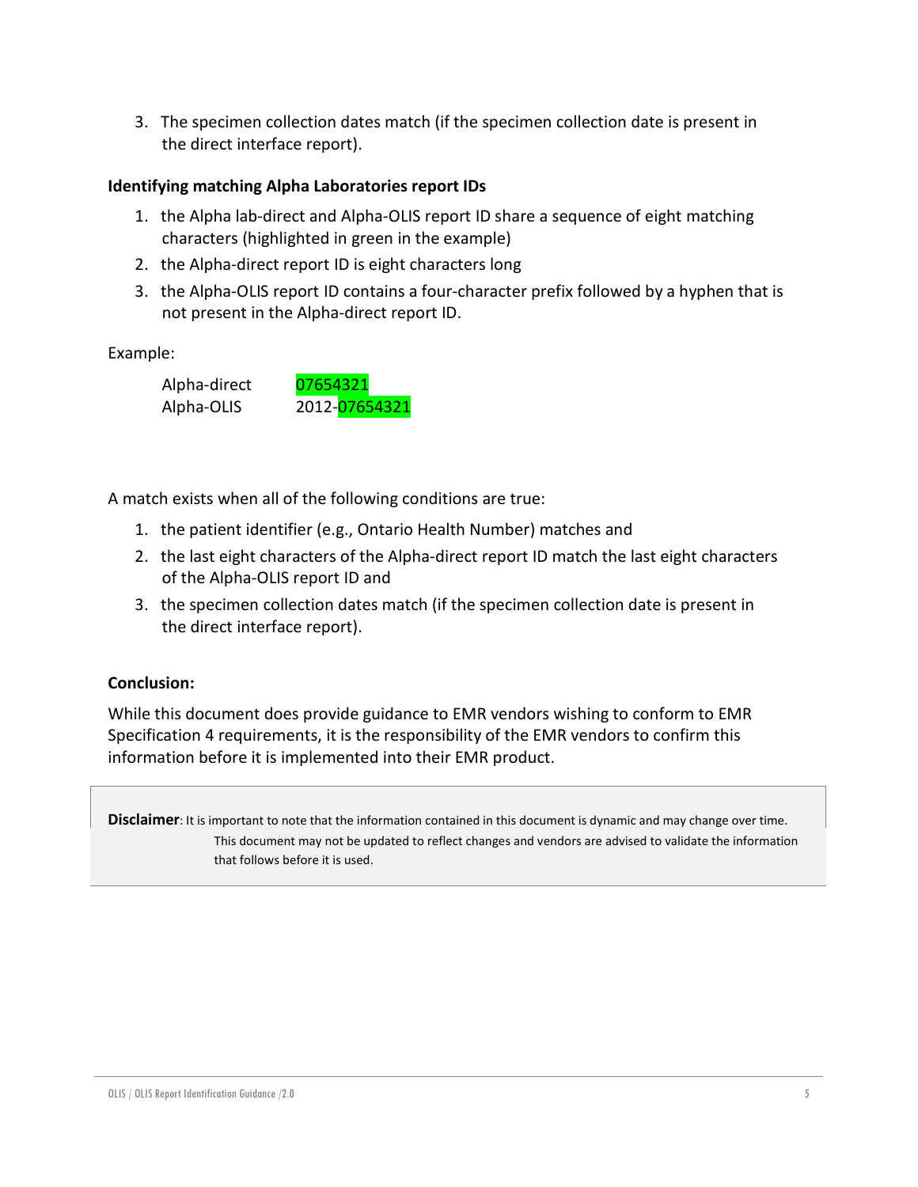3. The specimen collection dates match (if the specimen collection date is present in the direct interface report).

**Identifying matching Alpha Laboratories report IDs**

1. the Alpha lab-direct and Alpha-OLIS report ID share a sequence of eight matching characters (highlighted in green in the example)
2. the Alpha-direct report ID is eight characters long
3. the Alpha-OLIS report ID contains a four-character prefix followed by a hyphen that is not present in the Alpha-direct report ID.

Example:

| | |
|---|---|
| Alpha-direct | 07654321 |
| Alpha-OLIS | 2012-07654321 |

A match exists when all of the following conditions are true:

1. the patient identifier (e.g., Ontario Health Number) matches and
2. the last eight characters of the Alpha-direct report ID match the last eight characters of the Alpha-OLIS report ID and
3. the specimen collection dates match (if the specimen collection date is present in the direct interface report).

**Conclusion:**

While this document does provide guidance to EMR vendors wishing to conform to EMR Specification 4 requirements, it is the responsibility of the EMR vendors to confirm this information before it is implemented into their EMR product.

**Disclaimer**: It is important to note that the information contained in this document is dynamic and may change over time. This document may not be updated to reflect changes and vendors are advised to validate the information that follows before it is used.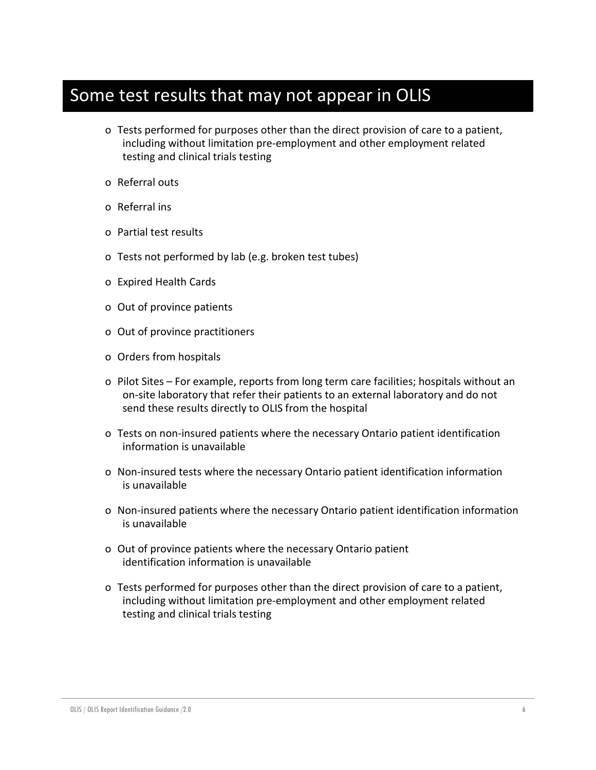# Some test results that may not appear in OLIS

- Tests performed for purposes other than the direct provision of care to a patient, including without limitation pre-employment and other employment related testing and clinical trials testing
- Referral outs
- Referral ins
- Partial test results
- Tests not performed by lab (e.g. broken test tubes)
- Expired Health Cards
- Out of province patients
- Out of province practitioners
- Orders from hospitals
- Pilot Sites – For example, reports from long term care facilities; hospitals without an on-site laboratory that refer their patients to an external laboratory and do not send these results directly to OLIS from the hospital
- Tests on non-insured patients where the necessary Ontario patient identification information is unavailable
- Non-insured tests where the necessary Ontario patient identification information is unavailable
- Non-insured patients where the necessary Ontario patient identification information is unavailable
- Out of province patients where the necessary Ontario patient identification information is unavailable
- Tests performed for purposes other than the direct provision of care to a patient, including without limitation pre-employment and other employment related testing and clinical trials testing